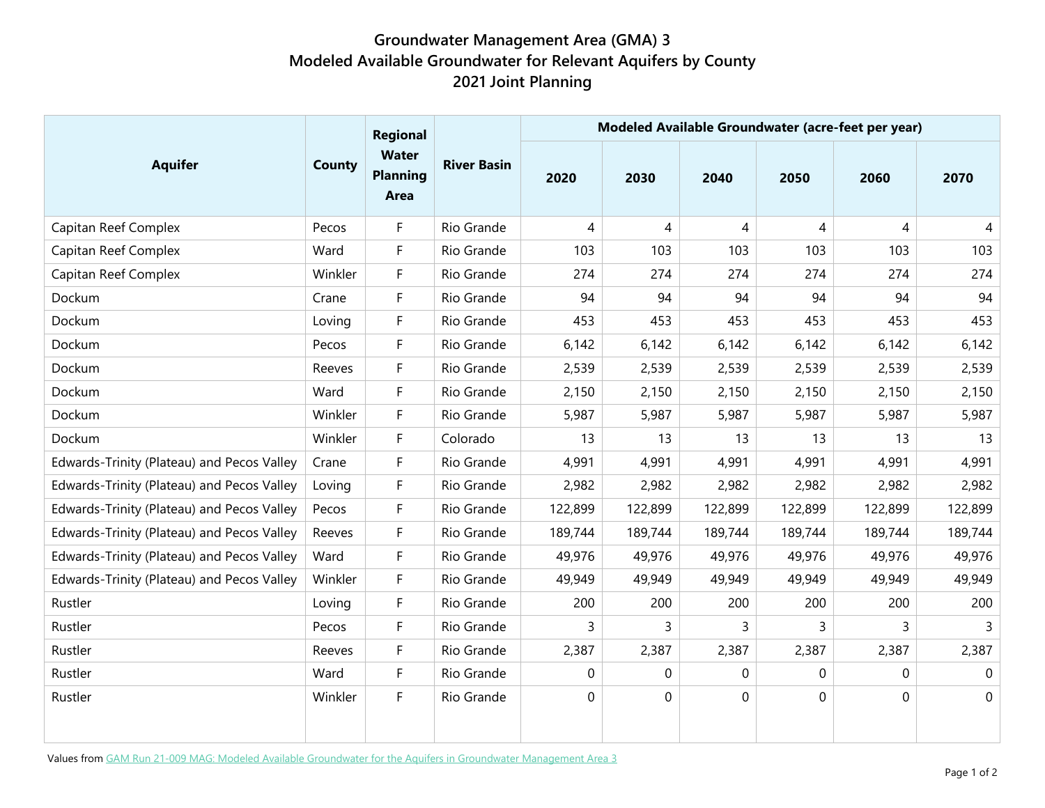# Groundwater Management Area (GMA) 3
## Modeled Available Groundwater for Relevant Aquifers by County
## 2021 Joint Planning

| Aquifer | County | Regional Water Planning Area | River Basin | Modeled Available Groundwater (acre-feet per year) | | | | | |
|---|---|---|---|---|---|---|---|---|---|
| | | | | 2020 | 2030 | 2040 | 2050 | 2060 | 2070 |
| Capitan Reef Complex | Pecos | F | Rio Grande | 4 | 4 | 4 | 4 | 4 | 4 |
| Capitan Reef Complex | Ward | F | Rio Grande | 103 | 103 | 103 | 103 | 103 | 103 |
| Capitan Reef Complex | Winkler | F | Rio Grande | 274 | 274 | 274 | 274 | 274 | 274 |
| Dockum | Crane | F | Rio Grande | 94 | 94 | 94 | 94 | 94 | 94 |
| Dockum | Loving | F | Rio Grande | 453 | 453 | 453 | 453 | 453 | 453 |
| Dockum | Pecos | F | Rio Grande | 6,142 | 6,142 | 6,142 | 6,142 | 6,142 | 6,142 |
| Dockum | Reeves | F | Rio Grande | 2,539 | 2,539 | 2,539 | 2,539 | 2,539 | 2,539 |
| Dockum | Ward | F | Rio Grande | 2,150 | 2,150 | 2,150 | 2,150 | 2,150 | 2,150 |
| Dockum | Winkler | F | Rio Grande | 5,987 | 5,987 | 5,987 | 5,987 | 5,987 | 5,987 |
| Dockum | Winkler | F | Colorado | 13 | 13 | 13 | 13 | 13 | 13 |
| Edwards-Trinity (Plateau) and Pecos Valley | Crane | F | Rio Grande | 4,991 | 4,991 | 4,991 | 4,991 | 4,991 | 4,991 |
| Edwards-Trinity (Plateau) and Pecos Valley | Loving | F | Rio Grande | 2,982 | 2,982 | 2,982 | 2,982 | 2,982 | 2,982 |
| Edwards-Trinity (Plateau) and Pecos Valley | Pecos | F | Rio Grande | 122,899 | 122,899 | 122,899 | 122,899 | 122,899 | 122,899 |
| Edwards-Trinity (Plateau) and Pecos Valley | Reeves | F | Rio Grande | 189,744 | 189,744 | 189,744 | 189,744 | 189,744 | 189,744 |
| Edwards-Trinity (Plateau) and Pecos Valley | Ward | F | Rio Grande | 49,976 | 49,976 | 49,976 | 49,976 | 49,976 | 49,976 |
| Edwards-Trinity (Plateau) and Pecos Valley | Winkler | F | Rio Grande | 49,949 | 49,949 | 49,949 | 49,949 | 49,949 | 49,949 |
| Rustler | Loving | F | Rio Grande | 200 | 200 | 200 | 200 | 200 | 200 |
| Rustler | Pecos | F | Rio Grande | 3 | 3 | 3 | 3 | 3 | 3 |
| Rustler | Reeves | F | Rio Grande | 2,387 | 2,387 | 2,387 | 2,387 | 2,387 | 2,387 |
| Rustler | Ward | F | Rio Grande | 0 | 0 | 0 | 0 | 0 | 0 |
| Rustler | Winkler | F | Rio Grande | 0 | 0 | 0 | 0 | 0 | 0 |

Values from GAM Run 21-009 MAG: Modeled Available Groundwater for the Aquifers in Groundwater Management Area 3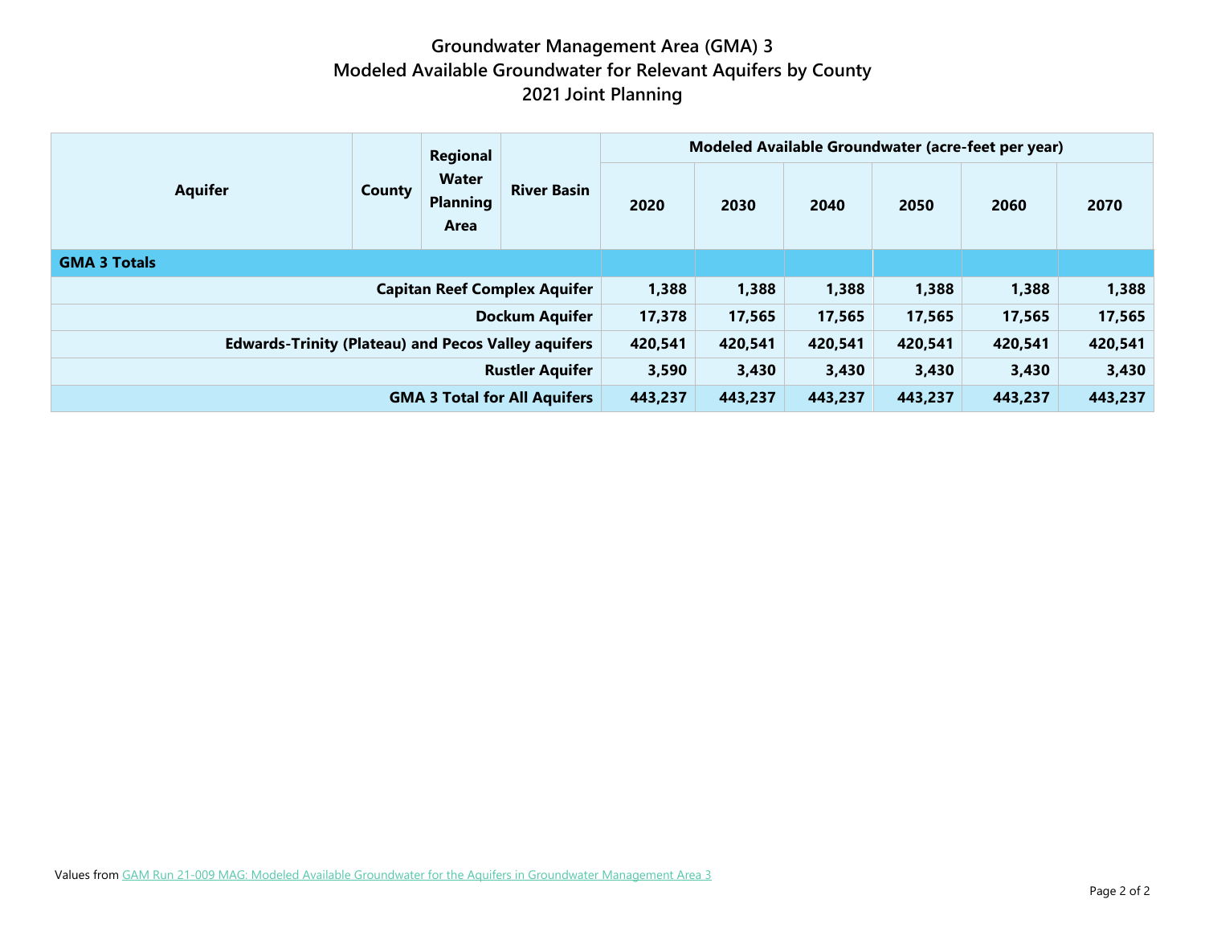# Groundwater Management Area (GMA) 3
# Modeled Available Groundwater for Relevant Aquifers by County
# 2021 Joint Planning

| Aquifer | County | Regional Water Planning Area | River Basin | Modeled Available Groundwater (acre-feet per year) | | | | | |
|---|---|---|---|---|---|---|---|---|---|
| | | | | 2020 | 2030 | 2040 | 2050 | 2060 | 2070 |
| **GMA 3 Totals** | | | | | | | | | |
| **Capitan Reef Complex Aquifer** | | | | **1,388** | **1,388** | **1,388** | **1,388** | **1,388** | **1,388** |
| **Dockum Aquifer** | | | | **17,378** | **17,565** | **17,565** | **17,565** | **17,565** | **17,565** |
| **Edwards-Trinity (Plateau) and Pecos Valley aquifers** | | | | **420,541** | **420,541** | **420,541** | **420,541** | **420,541** | **420,541** |
| **Rustler Aquifer** | | | | **3,590** | **3,430** | **3,430** | **3,430** | **3,430** | **3,430** |
| **GMA 3 Total for All Aquifers** | | | | **443,237** | **443,237** | **443,237** | **443,237** | **443,237** | **443,237** |

Values from GAM Run 21-009 MAG: Modeled Available Groundwater for the Aquifers in Groundwater Management Area 3